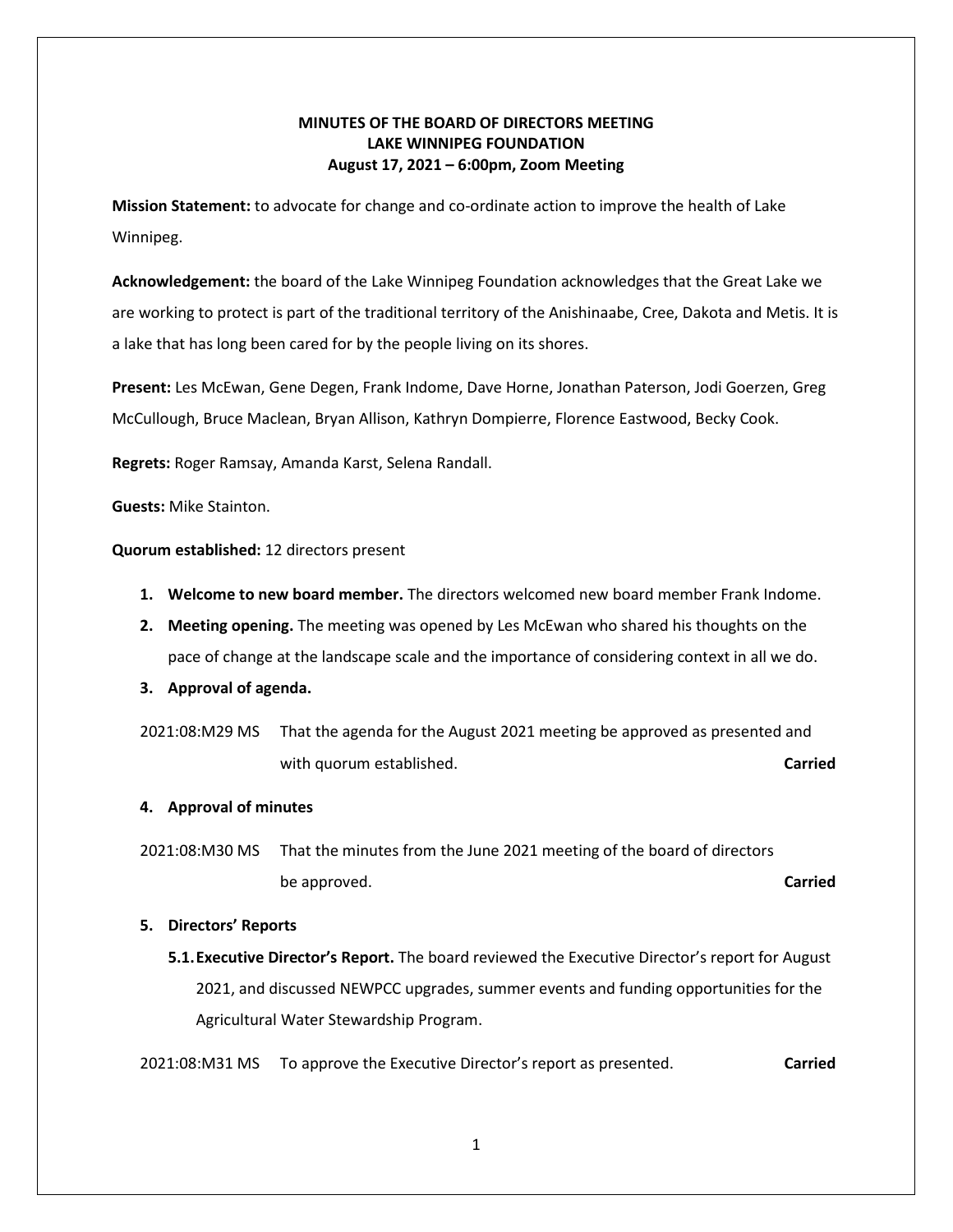**MINUTES OF THE BOARD OF DIRECTORS MEETING**
**LAKE WINNIPEG FOUNDATION**
**August 17, 2021 – 6:00pm, Zoom Meeting**

**Mission Statement:** to advocate for change and co-ordinate action to improve the health of Lake Winnipeg.

**Acknowledgement:** the board of the Lake Winnipeg Foundation acknowledges that the Great Lake we are working to protect is part of the traditional territory of the Anishinaabe, Cree, Dakota and Metis. It is a lake that has long been cared for by the people living on its shores.

**Present:** Les McEwan, Gene Degen, Frank Indome, Dave Horne, Jonathan Paterson, Jodi Goerzen, Greg McCullough, Bruce Maclean, Bryan Allison, Kathryn Dompierre, Florence Eastwood, Becky Cook.

**Regrets:** Roger Ramsay, Amanda Karst, Selena Randall.

**Guests:** Mike Stainton.

**Quorum established:** 12 directors present

1. **Welcome to new board member.** The directors welcomed new board member Frank Indome.
2. **Meeting opening.** The meeting was opened by Les McEwan who shared his thoughts on the pace of change at the landscape scale and the importance of considering context in all we do.
3. **Approval of agenda.**

2021:08:M29 MS That the agenda for the August 2021 meeting be approved as presented and with quorum established. **Carried**

4. **Approval of minutes**

2021:08:M30 MS That the minutes from the June 2021 meeting of the board of directors be approved. **Carried**

5. **Directors' Reports**

   5.1. **Executive Director's Report.** The board reviewed the Executive Director's report for August 2021, and discussed NEWPCC upgrades, summer events and funding opportunities for the Agricultural Water Stewardship Program.

2021:08:M31 MS To approve the Executive Director's report as presented. **Carried**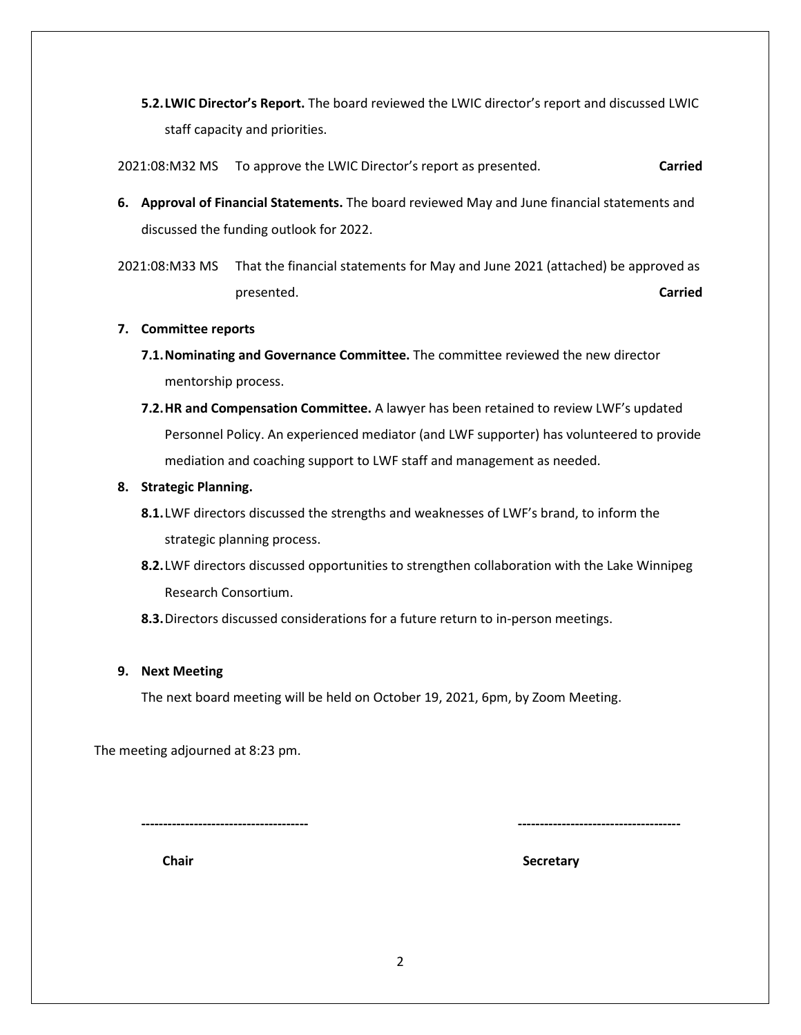**5.2. LWIC Director's Report.** The board reviewed the LWIC director's report and discussed LWIC staff capacity and priorities.

2021:08:M32 MS To approve the LWIC Director's report as presented. **Carried**

**6. Approval of Financial Statements.** The board reviewed May and June financial statements and discussed the funding outlook for 2022.

2021:08:M33 MS That the financial statements for May and June 2021 (attached) be approved as presented. **Carried**

**7. Committee reports**

**7.1. Nominating and Governance Committee.** The committee reviewed the new director mentorship process.

**7.2. HR and Compensation Committee.** A lawyer has been retained to review LWF's updated Personnel Policy. An experienced mediator (and LWF supporter) has volunteered to provide mediation and coaching support to LWF staff and management as needed.

**8. Strategic Planning.**

**8.1.** LWF directors discussed the strengths and weaknesses of LWF's brand, to inform the strategic planning process.

**8.2.** LWF directors discussed opportunities to strengthen collaboration with the Lake Winnipeg Research Consortium.

**8.3.** Directors discussed considerations for a future return to in-person meetings.

**9. Next Meeting**

The next board meeting will be held on October 19, 2021, 6pm, by Zoom Meeting.

The meeting adjourned at 8:23 pm.

-------------------------------------  -------------------------------------

**Chair** **Secretary**